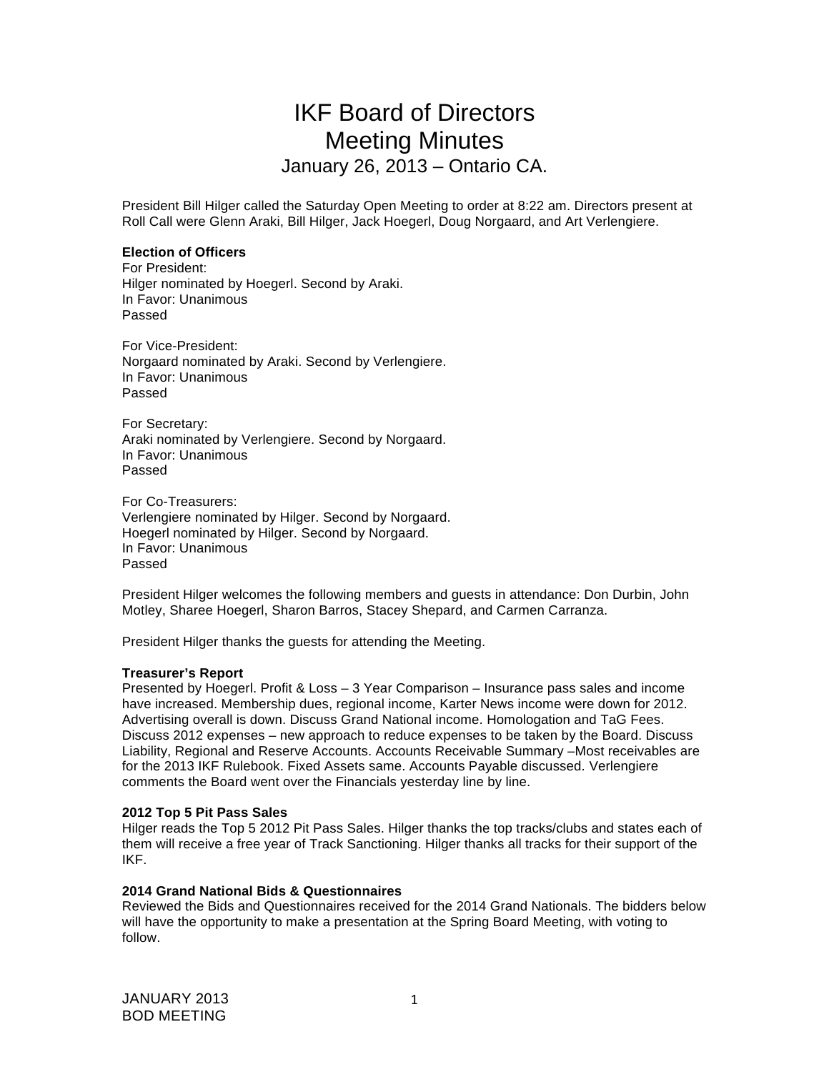# IKF Board of Directors
# Meeting Minutes
## January 26, 2013 – Ontario CA.

President Bill Hilger called the Saturday Open Meeting to order at 8:22 am. Directors present at Roll Call were Glenn Araki, Bill Hilger, Jack Hoegerl, Doug Norgaard, and Art Verlengiere.

**Election of Officers**

For President:
Hilger nominated by Hoegerl. Second by Araki.
In Favor: Unanimous
Passed

For Vice-President:
Norgaard nominated by Araki. Second by Verlengiere.
In Favor: Unanimous
Passed

For Secretary:
Araki nominated by Verlengiere. Second by Norgaard.
In Favor: Unanimous
Passed

For Co-Treasurers:
Verlengiere nominated by Hilger. Second by Norgaard.
Hoegerl nominated by Hilger. Second by Norgaard.
In Favor: Unanimous
Passed

President Hilger welcomes the following members and guests in attendance: Don Durbin, John Motley, Sharee Hoegerl, Sharon Barros, Stacey Shepard, and Carmen Carranza.

President Hilger thanks the guests for attending the Meeting.

**Treasurer's Report**

Presented by Hoegerl. Profit & Loss – 3 Year Comparison – Insurance pass sales and income have increased. Membership dues, regional income, Karter News income were down for 2012. Advertising overall is down. Discuss Grand National income. Homologation and TaG Fees. Discuss 2012 expenses – new approach to reduce expenses to be taken by the Board. Discuss Liability, Regional and Reserve Accounts. Accounts Receivable Summary –Most receivables are for the 2013 IKF Rulebook. Fixed Assets same. Accounts Payable discussed. Verlengiere comments the Board went over the Financials yesterday line by line.

**2012 Top 5 Pit Pass Sales**

Hilger reads the Top 5 2012 Pit Pass Sales. Hilger thanks the top tracks/clubs and states each of them will receive a free year of Track Sanctioning. Hilger thanks all tracks for their support of the IKF.

**2014 Grand National Bids & Questionnaires**

Reviewed the Bids and Questionnaires received for the 2014 Grand Nationals. The bidders below will have the opportunity to make a presentation at the Spring Board Meeting, with voting to follow.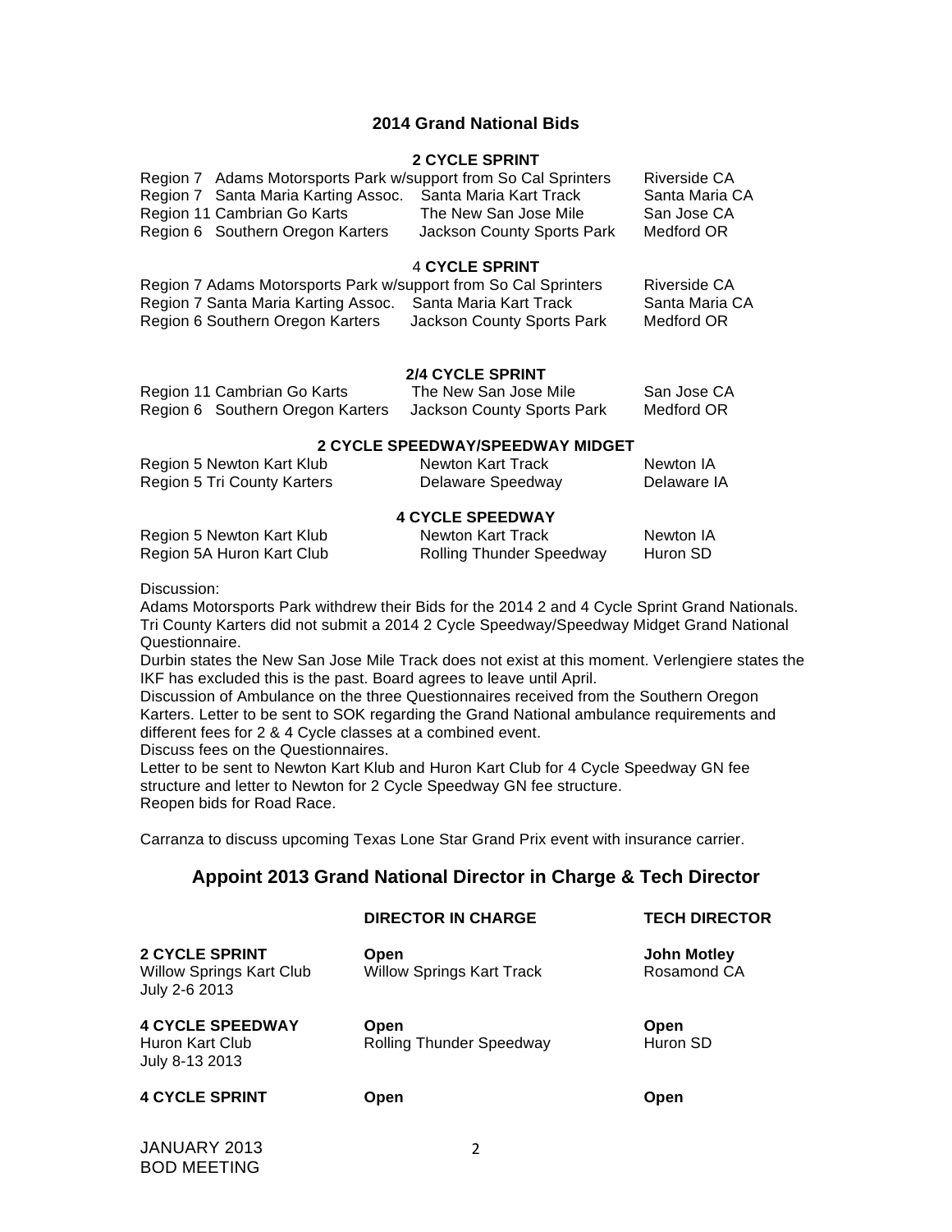## 2014 Grand National Bids

### 2 CYCLE SPRINT

| Region | Club | Track | Location |
|---|---|---|---|
| Region 7 | Adams Motorsports Park w/support from So Cal Sprinters | | Riverside CA |
| Region 7 | Santa Maria Karting Assoc. | Santa Maria Kart Track | Santa Maria CA |
| Region 11 | Cambrian Go Karts | The New San Jose Mile | San Jose CA |
| Region 6 | Southern Oregon Karters | Jackson County Sports Park | Medford OR |

### 4 CYCLE SPRINT

| Region | Club | Track | Location |
|---|---|---|---|
| Region 7 | Adams Motorsports Park w/support from So Cal Sprinters | | Riverside CA |
| Region 7 | Santa Maria Karting Assoc. | Santa Maria Kart Track | Santa Maria CA |
| Region 6 | Southern Oregon Karters | Jackson County Sports Park | Medford OR |

### 2/4 CYCLE SPRINT

| Region | Club | Track | Location |
|---|---|---|---|
| Region 11 | Cambrian Go Karts | The New San Jose Mile | San Jose CA |
| Region 6 | Southern Oregon Karters | Jackson County Sports Park | Medford OR |

### 2 CYCLE SPEEDWAY/SPEEDWAY MIDGET

| Region | Club | Track | Location |
|---|---|---|---|
| Region 5 | Newton Kart Klub | Newton Kart Track | Newton IA |
| Region 5 | Tri County Karters | Delaware Speedway | Delaware IA |

### 4 CYCLE SPEEDWAY

| Region | Club | Track | Location |
|---|---|---|---|
| Region 5 | Newton Kart Klub | Newton Kart Track | Newton IA |
| Region 5A | Huron Kart Club | Rolling Thunder Speedway | Huron SD |

Discussion:

Adams Motorsports Park withdrew their Bids for the 2014 2 and 4 Cycle Sprint Grand Nationals. Tri County Karters did not submit a 2014 2 Cycle Speedway/Speedway Midget Grand National Questionnaire.

Durbin states the New San Jose Mile Track does not exist at this moment. Verlengiere states the IKF has excluded this is the past. Board agrees to leave until April.

Discussion of Ambulance on the three Questionnaires received from the Southern Oregon Karters. Letter to be sent to SOK regarding the Grand National ambulance requirements and different fees for 2 & 4 Cycle classes at a combined event.

Discuss fees on the Questionnaires.

Letter to be sent to Newton Kart Klub and Huron Kart Club for 4 Cycle Speedway GN fee structure and letter to Newton for 2 Cycle Speedway GN fee structure.

Reopen bids for Road Race.

Carranza to discuss upcoming Texas Lone Star Grand Prix event with insurance carrier.

## Appoint 2013 Grand National Director in Charge & Tech Director

| | DIRECTOR IN CHARGE | TECH DIRECTOR |
|---|---|---|
| **2 CYCLE SPRINT**<br>Willow Springs Kart Club<br>July 2-6 2013 | **Open**<br>Willow Springs Kart Track | **John Motley**<br>Rosamond CA |
| **4 CYCLE SPEEDWAY**<br>Huron Kart Club<br>July 8-13 2013 | **Open**<br>Rolling Thunder Speedway | **Open**<br>Huron SD |
| **4 CYCLE SPRINT** | **Open** | **Open** |

JANUARY 2013
BOD MEETING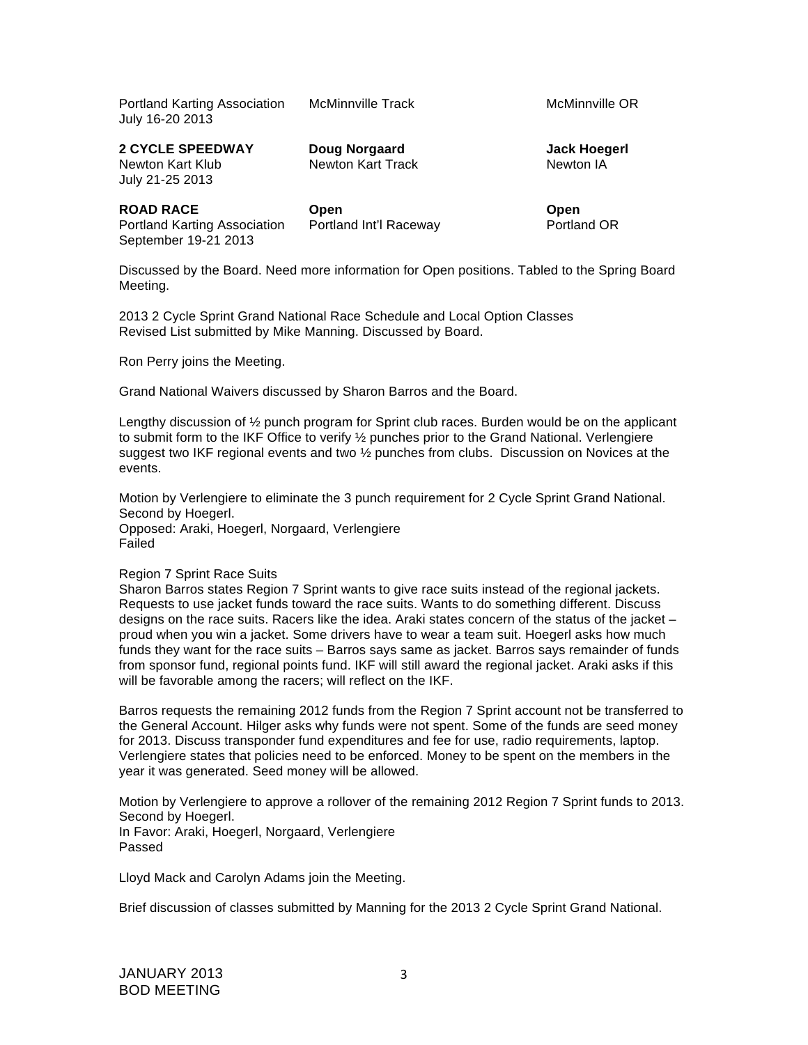Portland Karting Association July 16-20 2013 | McMinnville Track | McMinnville OR

**2 CYCLE SPEEDWAY** | **Doug Norgaard** | **Jack Hoegerl**
Newton Kart Klub July 21-25 2013 | Newton Kart Track | Newton IA

**ROAD RACE** | **Open** | **Open**
Portland Karting Association September 19-21 2013 | Portland Int'l Raceway | Portland OR

Discussed by the Board. Need more information for Open positions. Tabled to the Spring Board Meeting.

2013 2 Cycle Sprint Grand National Race Schedule and Local Option Classes
Revised List submitted by Mike Manning. Discussed by Board.

Ron Perry joins the Meeting.

Grand National Waivers discussed by Sharon Barros and the Board.

Lengthy discussion of ½ punch program for Sprint club races. Burden would be on the applicant to submit form to the IKF Office to verify ½ punches prior to the Grand National. Verlengiere suggest two IKF regional events and two ½ punches from clubs. Discussion on Novices at the events.

Motion by Verlengiere to eliminate the 3 punch requirement for 2 Cycle Sprint Grand National.
Second by Hoegerl.
Opposed: Araki, Hoegerl, Norgaard, Verlengiere
Failed

Region 7 Sprint Race Suits
Sharon Barros states Region 7 Sprint wants to give race suits instead of the regional jackets. Requests to use jacket funds toward the race suits. Wants to do something different. Discuss designs on the race suits. Racers like the idea. Araki states concern of the status of the jacket – proud when you win a jacket. Some drivers have to wear a team suit. Hoegerl asks how much funds they want for the race suits – Barros says same as jacket. Barros says remainder of funds from sponsor fund, regional points fund. IKF will still award the regional jacket. Araki asks if this will be favorable among the racers; will reflect on the IKF.

Barros requests the remaining 2012 funds from the Region 7 Sprint account not be transferred to the General Account. Hilger asks why funds were not spent. Some of the funds are seed money for 2013. Discuss transponder fund expenditures and fee for use, radio requirements, laptop. Verlengiere states that policies need to be enforced. Money to be spent on the members in the year it was generated. Seed money will be allowed.

Motion by Verlengiere to approve a rollover of the remaining 2012 Region 7 Sprint funds to 2013.
Second by Hoegerl.
In Favor: Araki, Hoegerl, Norgaard, Verlengiere
Passed

Lloyd Mack and Carolyn Adams join the Meeting.

Brief discussion of classes submitted by Manning for the 2013 2 Cycle Sprint Grand National.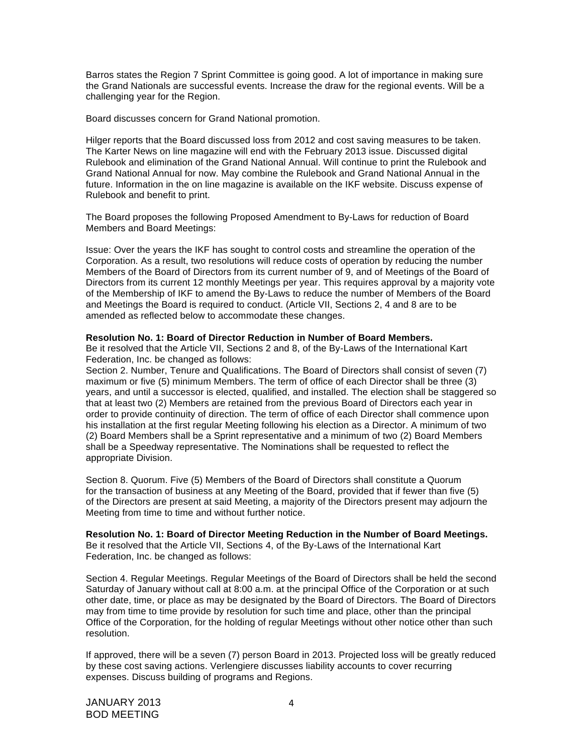Barros states the Region 7 Sprint Committee is going good. A lot of importance in making sure the Grand Nationals are successful events. Increase the draw for the regional events. Will be a challenging year for the Region.

Board discusses concern for Grand National promotion.

Hilger reports that the Board discussed loss from 2012 and cost saving measures to be taken. The Karter News on line magazine will end with the February 2013 issue. Discussed digital Rulebook and elimination of the Grand National Annual. Will continue to print the Rulebook and Grand National Annual for now. May combine the Rulebook and Grand National Annual in the future. Information in the on line magazine is available on the IKF website. Discuss expense of Rulebook and benefit to print.

The Board proposes the following Proposed Amendment to By-Laws for reduction of Board Members and Board Meetings:

Issue: Over the years the IKF has sought to control costs and streamline the operation of the Corporation. As a result, two resolutions will reduce costs of operation by reducing the number Members of the Board of Directors from its current number of 9, and of Meetings of the Board of Directors from its current 12 monthly Meetings per year. This requires approval by a majority vote of the Membership of IKF to amend the By-Laws to reduce the number of Members of the Board and Meetings the Board is required to conduct. (Article VII, Sections 2, 4 and 8 are to be amended as reflected below to accommodate these changes.

**Resolution No. 1: Board of Director Reduction in Number of Board Members.**
Be it resolved that the Article VII, Sections 2 and 8, of the By-Laws of the International Kart Federation, Inc. be changed as follows:
Section 2. Number, Tenure and Qualifications. The Board of Directors shall consist of seven (7) maximum or five (5) minimum Members. The term of office of each Director shall be three (3) years, and until a successor is elected, qualified, and installed. The election shall be staggered so that at least two (2) Members are retained from the previous Board of Directors each year in order to provide continuity of direction. The term of office of each Director shall commence upon his installation at the first regular Meeting following his election as a Director. A minimum of two (2) Board Members shall be a Sprint representative and a minimum of two (2) Board Members shall be a Speedway representative. The Nominations shall be requested to reflect the appropriate Division.

Section 8. Quorum. Five (5) Members of the Board of Directors shall constitute a Quorum for the transaction of business at any Meeting of the Board, provided that if fewer than five (5) of the Directors are present at said Meeting, a majority of the Directors present may adjourn the Meeting from time to time and without further notice.

**Resolution No. 1: Board of Director Meeting Reduction in the Number of Board Meetings.**
Be it resolved that the Article VII, Sections 4, of the By-Laws of the International Kart Federation, Inc. be changed as follows:

Section 4. Regular Meetings. Regular Meetings of the Board of Directors shall be held the second Saturday of January without call at 8:00 a.m. at the principal Office of the Corporation or at such other date, time, or place as may be designated by the Board of Directors. The Board of Directors may from time to time provide by resolution for such time and place, other than the principal Office of the Corporation, for the holding of regular Meetings without other notice other than such resolution.

If approved, there will be a seven (7) person Board in 2013. Projected loss will be greatly reduced by these cost saving actions. Verlengiere discusses liability accounts to cover recurring expenses. Discuss building of programs and Regions.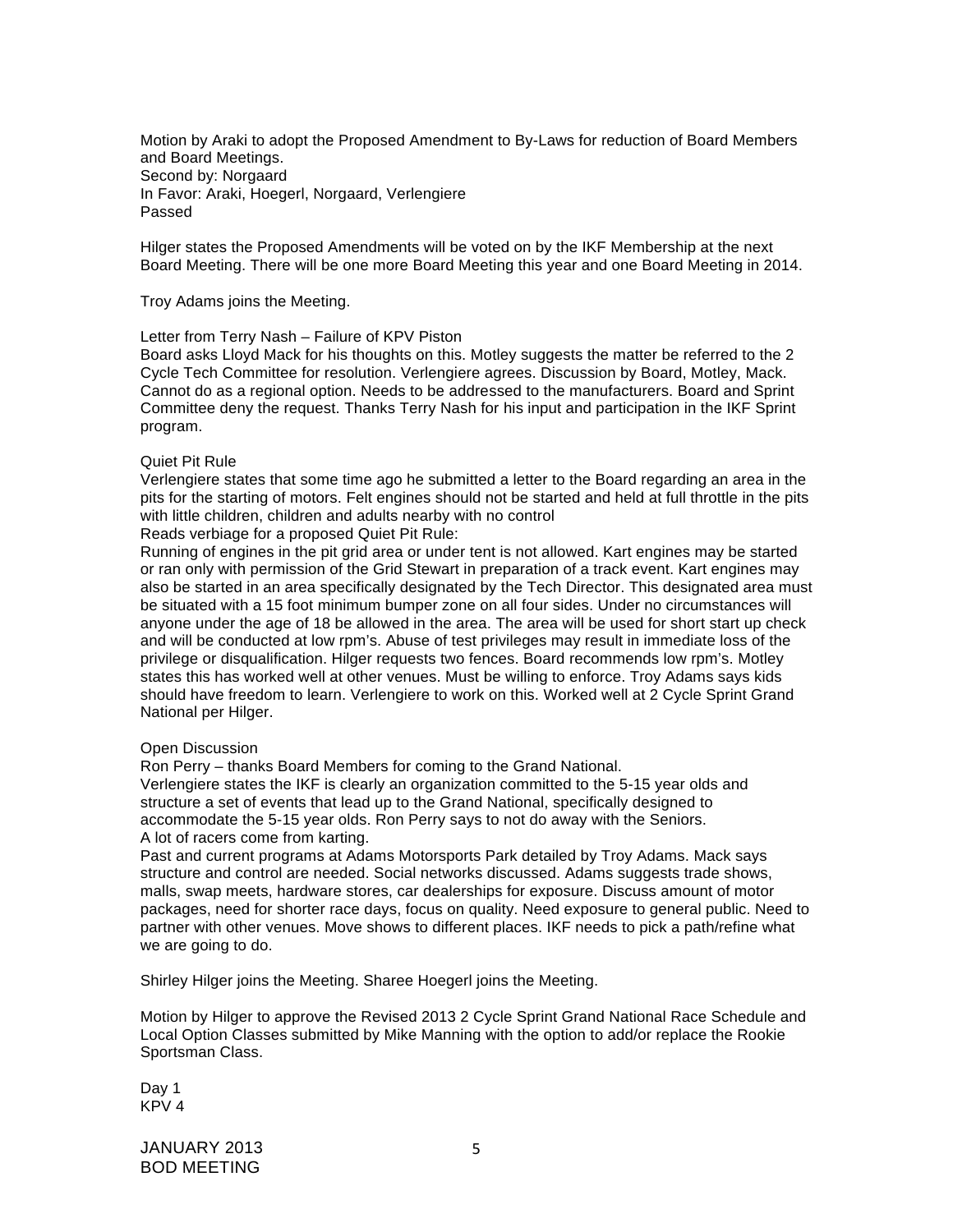Motion by Araki to adopt the Proposed Amendment to By-Laws for reduction of Board Members and Board Meetings.
Second by: Norgaard
In Favor: Araki, Hoegerl, Norgaard, Verlengiere
Passed

Hilger states the Proposed Amendments will be voted on by the IKF Membership at the next Board Meeting. There will be one more Board Meeting this year and one Board Meeting in 2014.

Troy Adams joins the Meeting.

Letter from Terry Nash – Failure of KPV Piston
Board asks Lloyd Mack for his thoughts on this. Motley suggests the matter be referred to the 2 Cycle Tech Committee for resolution. Verlengiere agrees. Discussion by Board, Motley, Mack. Cannot do as a regional option. Needs to be addressed to the manufacturers. Board and Sprint Committee deny the request. Thanks Terry Nash for his input and participation in the IKF Sprint program.

Quiet Pit Rule
Verlengiere states that some time ago he submitted a letter to the Board regarding an area in the pits for the starting of motors. Felt engines should not be started and held at full throttle in the pits with little children, children and adults nearby with no control
Reads verbiage for a proposed Quiet Pit Rule:
Running of engines in the pit grid area or under tent is not allowed. Kart engines may be started or ran only with permission of the Grid Stewart in preparation of a track event. Kart engines may also be started in an area specifically designated by the Tech Director. This designated area must be situated with a 15 foot minimum bumper zone on all four sides. Under no circumstances will anyone under the age of 18 be allowed in the area. The area will be used for short start up check and will be conducted at low rpm's. Abuse of test privileges may result in immediate loss of the privilege or disqualification. Hilger requests two fences. Board recommends low rpm's. Motley states this has worked well at other venues. Must be willing to enforce. Troy Adams says kids should have freedom to learn. Verlengiere to work on this. Worked well at 2 Cycle Sprint Grand National per Hilger.

Open Discussion
Ron Perry – thanks Board Members for coming to the Grand National.
Verlengiere states the IKF is clearly an organization committed to the 5-15 year olds and structure a set of events that lead up to the Grand National, specifically designed to accommodate the 5-15 year olds. Ron Perry says to not do away with the Seniors.
A lot of racers come from karting.
Past and current programs at Adams Motorsports Park detailed by Troy Adams. Mack says structure and control are needed. Social networks discussed. Adams suggests trade shows, malls, swap meets, hardware stores, car dealerships for exposure. Discuss amount of motor packages, need for shorter race days, focus on quality. Need exposure to general public. Need to partner with other venues. Move shows to different places. IKF needs to pick a path/refine what we are going to do.

Shirley Hilger joins the Meeting. Sharee Hoegerl joins the Meeting.

Motion by Hilger to approve the Revised 2013 2 Cycle Sprint Grand National Race Schedule and Local Option Classes submitted by Mike Manning with the option to add/or replace the Rookie Sportsman Class.

Day 1
KPV 4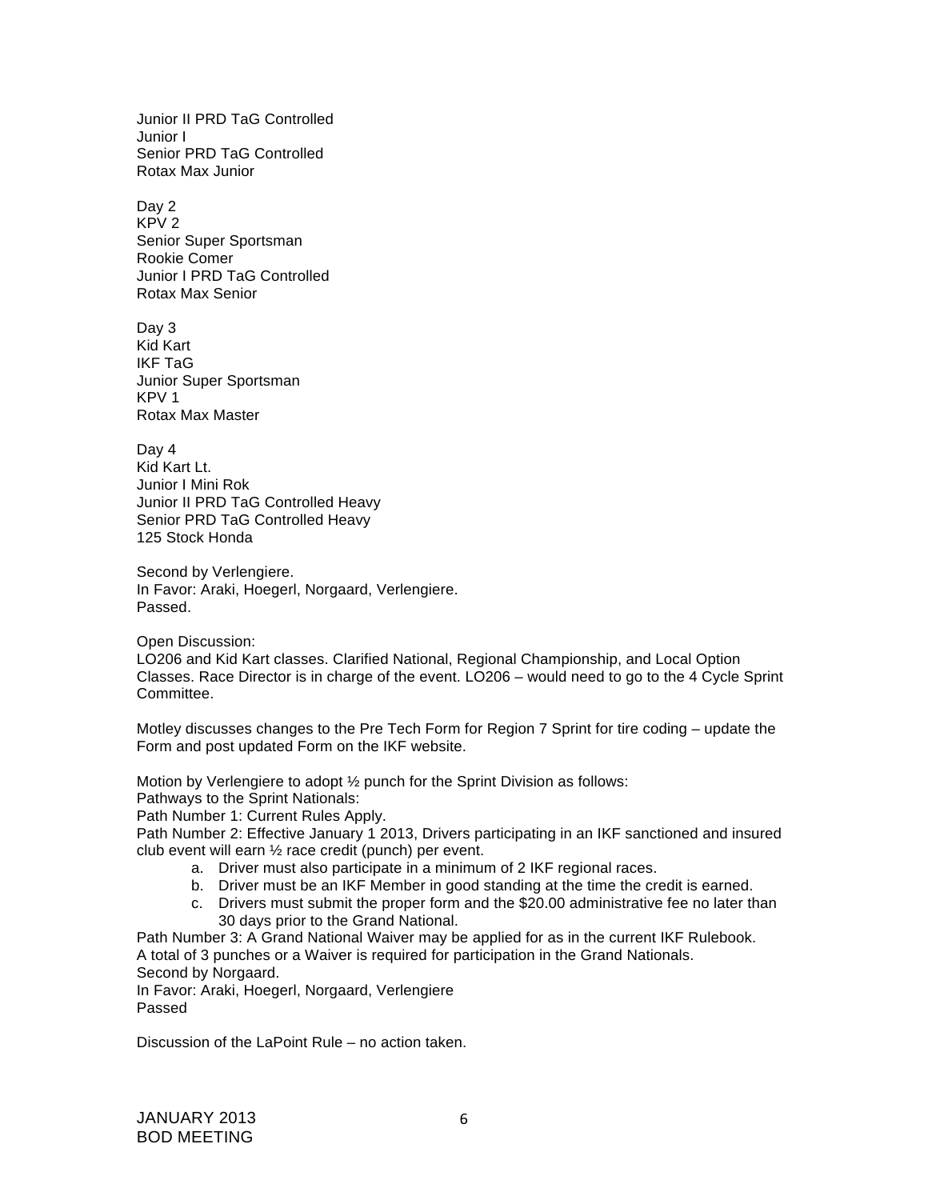Junior II PRD TaG Controlled
Junior I
Senior PRD TaG Controlled
Rotax Max Junior

Day 2
KPV 2
Senior Super Sportsman
Rookie Comer
Junior I PRD TaG Controlled
Rotax Max Senior

Day 3
Kid Kart
IKF TaG
Junior Super Sportsman
KPV 1
Rotax Max Master

Day 4
Kid Kart Lt.
Junior I Mini Rok
Junior II PRD TaG Controlled Heavy
Senior PRD TaG Controlled Heavy
125 Stock Honda

Second by Verlengiere.
In Favor: Araki, Hoegerl, Norgaard, Verlengiere.
Passed.

Open Discussion:
LO206 and Kid Kart classes. Clarified National, Regional Championship, and Local Option Classes. Race Director is in charge of the event. LO206 – would need to go to the 4 Cycle Sprint Committee.

Motley discusses changes to the Pre Tech Form for Region 7 Sprint for tire coding – update the Form and post updated Form on the IKF website.

Motion by Verlengiere to adopt ½ punch for the Sprint Division as follows:
Pathways to the Sprint Nationals:
Path Number 1: Current Rules Apply.
Path Number 2: Effective January 1 2013, Drivers participating in an IKF sanctioned and insured club event will earn ½ race credit (punch) per event.

a. Driver must also participate in a minimum of 2 IKF regional races.
b. Driver must be an IKF Member in good standing at the time the credit is earned.
c. Drivers must submit the proper form and the $20.00 administrative fee no later than 30 days prior to the Grand National.

Path Number 3: A Grand National Waiver may be applied for as in the current IKF Rulebook.
A total of 3 punches or a Waiver is required for participation in the Grand Nationals.
Second by Norgaard.
In Favor: Araki, Hoegerl, Norgaard, Verlengiere
Passed

Discussion of the LaPoint Rule – no action taken.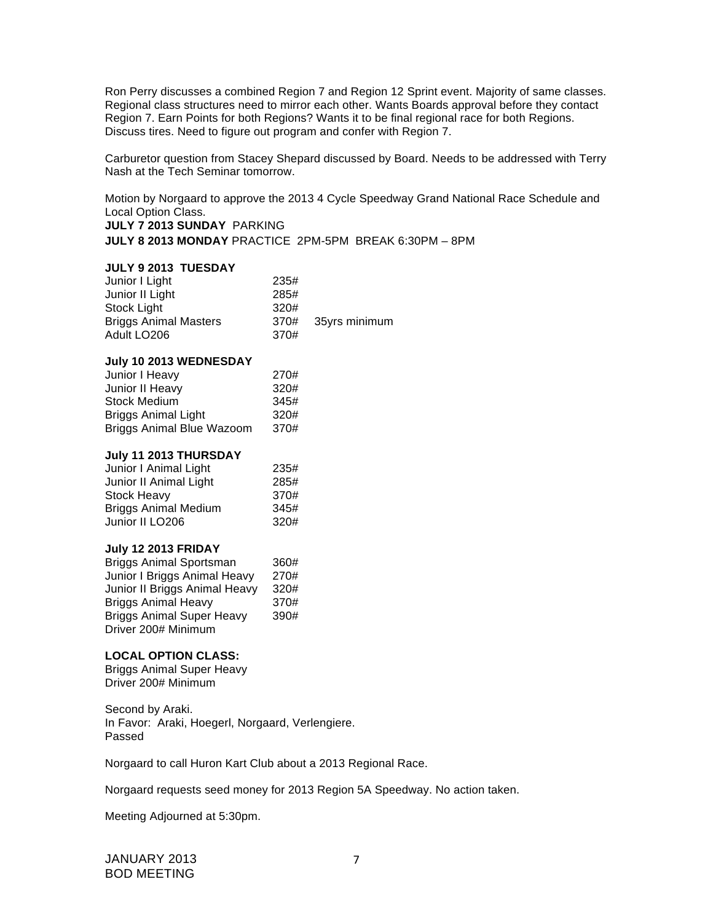Ron Perry discusses a combined Region 7 and Region 12 Sprint event. Majority of same classes. Regional class structures need to mirror each other. Wants Boards approval before they contact Region 7. Earn Points for both Regions? Wants it to be final regional race for both Regions. Discuss tires. Need to figure out program and confer with Region 7.

Carburetor question from Stacey Shepard discussed by Board. Needs to be addressed with Terry Nash at the Tech Seminar tomorrow.

Motion by Norgaard to approve the 2013 4 Cycle Speedway Grand National Race Schedule and Local Option Class.

**JULY 7 2013 SUNDAY** PARKING

**JULY 8 2013 MONDAY** PRACTICE 2PM-5PM BREAK 6:30PM – 8PM

**JULY 9 2013 TUESDAY**

| | | |
|---|---|---|
| Junior I Light | 235# | |
| Junior II Light | 285# | |
| Stock Light | 320# | |
| Briggs Animal Masters | 370# | 35yrs minimum |
| Adult LO206 | 370# | |

**July 10 2013 WEDNESDAY**

| | |
|---|---|
| Junior I Heavy | 270# |
| Junior II Heavy | 320# |
| Stock Medium | 345# |
| Briggs Animal Light | 320# |
| Briggs Animal Blue Wazoom | 370# |

**July 11 2013 THURSDAY**

| | |
|---|---|
| Junior I Animal Light | 235# |
| Junior II Animal Light | 285# |
| Stock Heavy | 370# |
| Briggs Animal Medium | 345# |
| Junior II LO206 | 320# |

**July 12 2013 FRIDAY**

| | |
|---|---|
| Briggs Animal Sportsman | 360# |
| Junior I Briggs Animal Heavy | 270# |
| Junior II Briggs Animal Heavy | 320# |
| Briggs Animal Heavy | 370# |
| Briggs Animal Super Heavy | 390# |

Driver 200# Minimum

**LOCAL OPTION CLASS:**

Briggs Animal Super Heavy
Driver 200# Minimum

Second by Araki.
In Favor: Araki, Hoegerl, Norgaard, Verlengiere.
Passed

Norgaard to call Huron Kart Club about a 2013 Regional Race.

Norgaard requests seed money for 2013 Region 5A Speedway. No action taken.

Meeting Adjourned at 5:30pm.